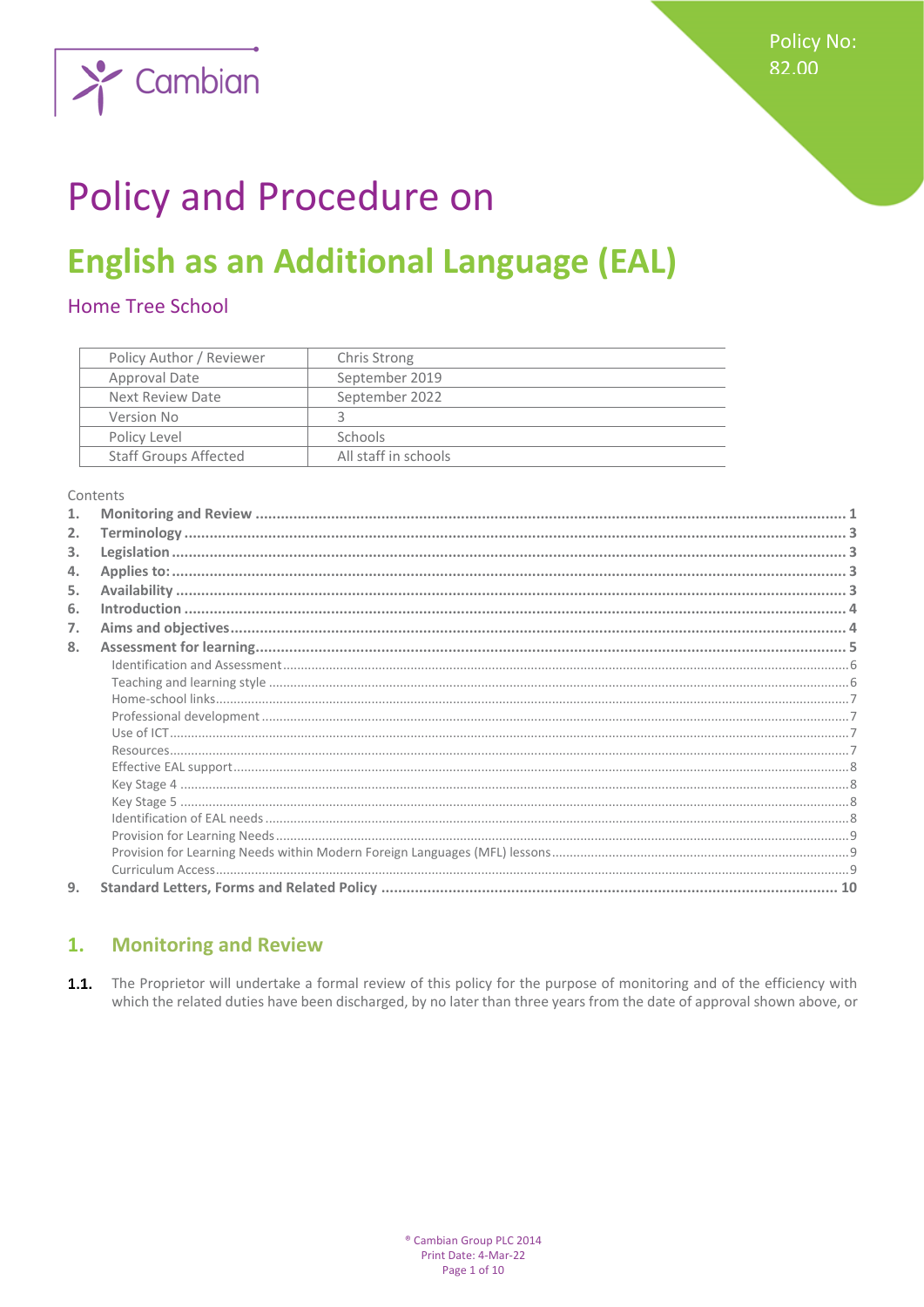Policy No: 82.00

Cambian

# Policy and Procedure on

# English as an Additional Language (EAL)

## Home Tree School

| | |
|---|---|
| Policy Author / Reviewer | Chris Strong |
| Approval Date | September 2019 |
| Next Review Date | September 2022 |
| Version No | 3 |
| Policy Level | Schools |
| Staff Groups Affected | All staff in schools |

Contents

1. **Monitoring and Review** ..... 1
2. **Terminology** ..... 3
3. **Legislation** ..... 3
4. **Applies to:** ..... 3
5. **Availability** ..... 3
6. **Introduction** ..... 4
7. **Aims and objectives** ..... 4
8. **Assessment for learning** ..... 5
   - Identification and Assessment ..... 6
   - Teaching and learning style ..... 6
   - Home-school links ..... 7
   - Professional development ..... 7
   - Use of ICT ..... 7
   - Resources ..... 7
   - Effective EAL support ..... 8
   - Key Stage 4 ..... 8
   - Key Stage 5 ..... 8
   - Identification of EAL needs ..... 8
   - Provision for Learning Needs ..... 9
   - Provision for Learning Needs within Modern Foreign Languages (MFL) lessons ..... 9
   - Curriculum Access ..... 9
9. **Standard Letters, Forms and Related Policy** ..... 10

## 1. Monitoring and Review

**1.1.** The Proprietor will undertake a formal review of this policy for the purpose of monitoring and of the efficiency with which the related duties have been discharged, by no later than three years from the date of approval shown above, or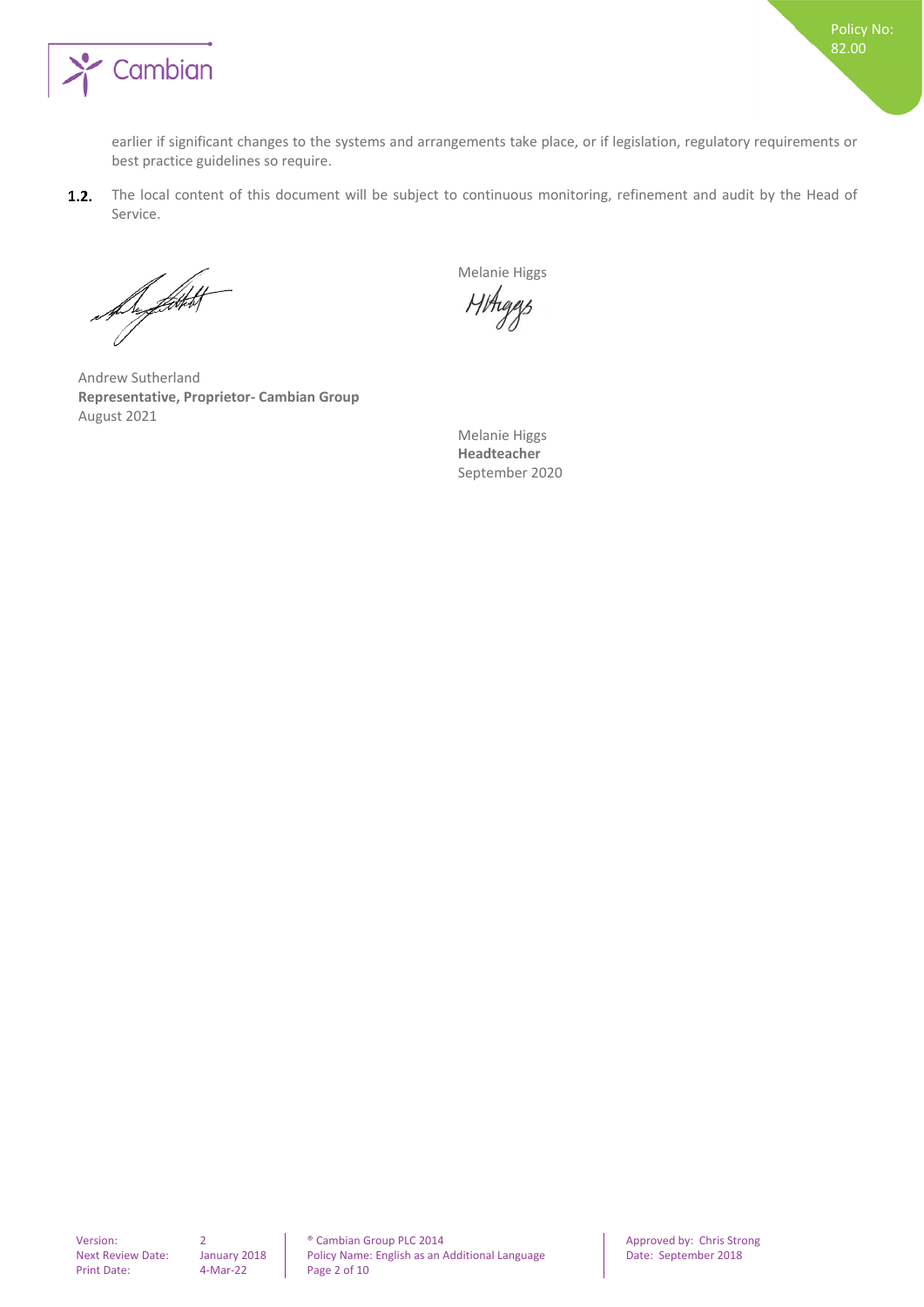earlier if significant changes to the systems and arrangements take place, or if legislation, regulatory requirements or best practice guidelines so require.

1.2. The local content of this document will be subject to continuous monitoring, refinement and audit by the Head of Service.

Andrew Sutherland
**Representative, Proprietor- Cambian Group**
August 2021

Melanie Higgs

Melanie Higgs
**Headteacher**
September 2020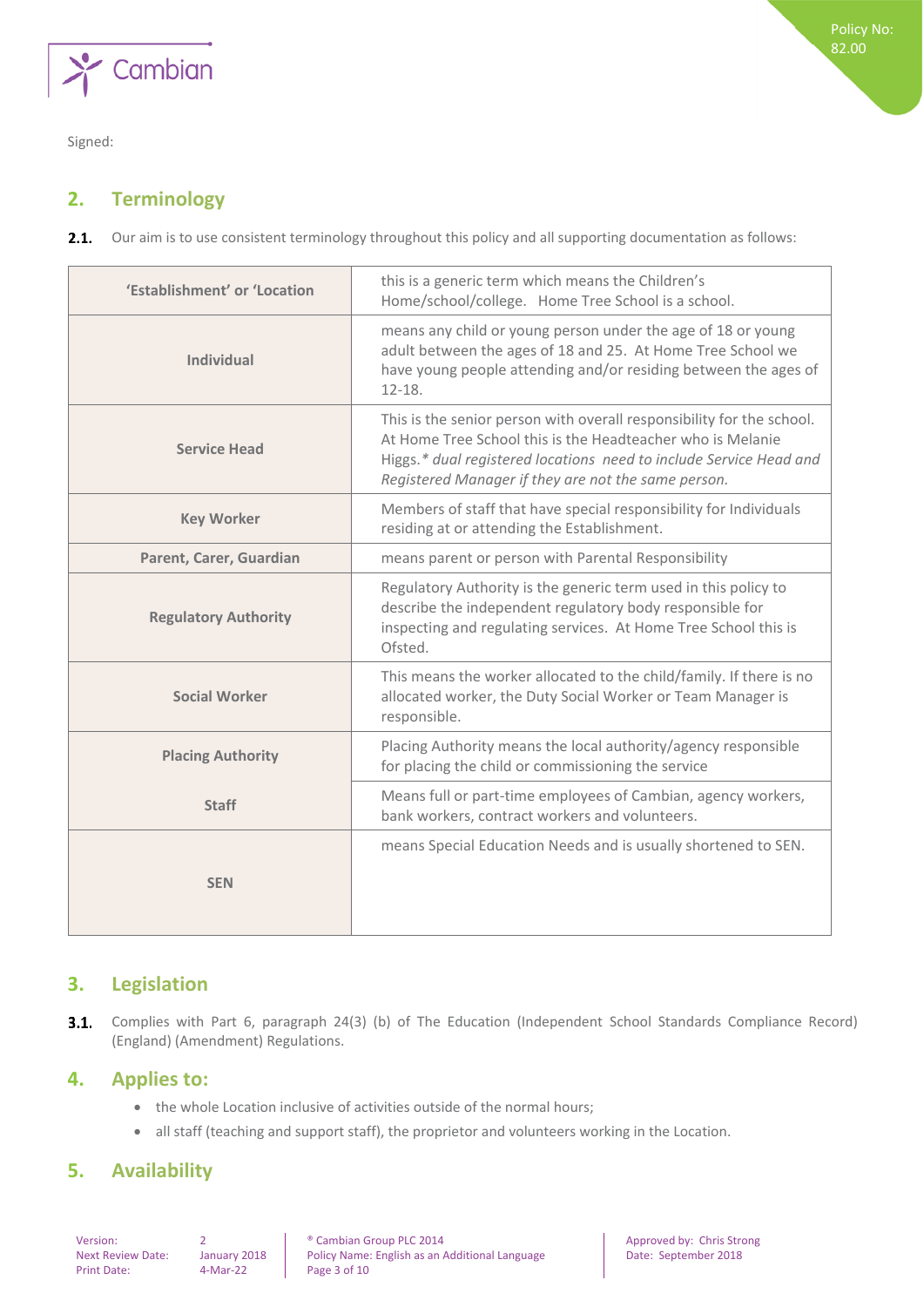Signed:

## 2. Terminology

**2.1.** Our aim is to use consistent terminology throughout this policy and all supporting documentation as follows:

| | |
|---|---|
| **'Establishment' or 'Location** | this is a generic term which means the Children's Home/school/college. Home Tree School is a school. |
| **Individual** | means any child or young person under the age of 18 or young adult between the ages of 18 and 25. At Home Tree School we have young people attending and/or residing between the ages of 12-18. |
| **Service Head** | This is the senior person with overall responsibility for the school. At Home Tree School this is the Headteacher who is Melanie Higgs.* *dual registered locations need to include Service Head and Registered Manager if they are not the same person.* |
| **Key Worker** | Members of staff that have special responsibility for Individuals residing at or attending the Establishment. |
| **Parent, Carer, Guardian** | means parent or person with Parental Responsibility |
| **Regulatory Authority** | Regulatory Authority is the generic term used in this policy to describe the independent regulatory body responsible for inspecting and regulating services. At Home Tree School this is Ofsted. |
| **Social Worker** | This means the worker allocated to the child/family. If there is no allocated worker, the Duty Social Worker or Team Manager is responsible. |
| **Placing Authority** | Placing Authority means the local authority/agency responsible for placing the child or commissioning the service |
| **Staff** | Means full or part-time employees of Cambian, agency workers, bank workers, contract workers and volunteers. |
| **SEN** | means Special Education Needs and is usually shortened to SEN. |

## 3. Legislation

**3.1.** Complies with Part 6, paragraph 24(3) (b) of The Education (Independent School Standards Compliance Record) (England) (Amendment) Regulations.

## 4. Applies to:

- the whole Location inclusive of activities outside of the normal hours;
- all staff (teaching and support staff), the proprietor and volunteers working in the Location.

## 5. Availability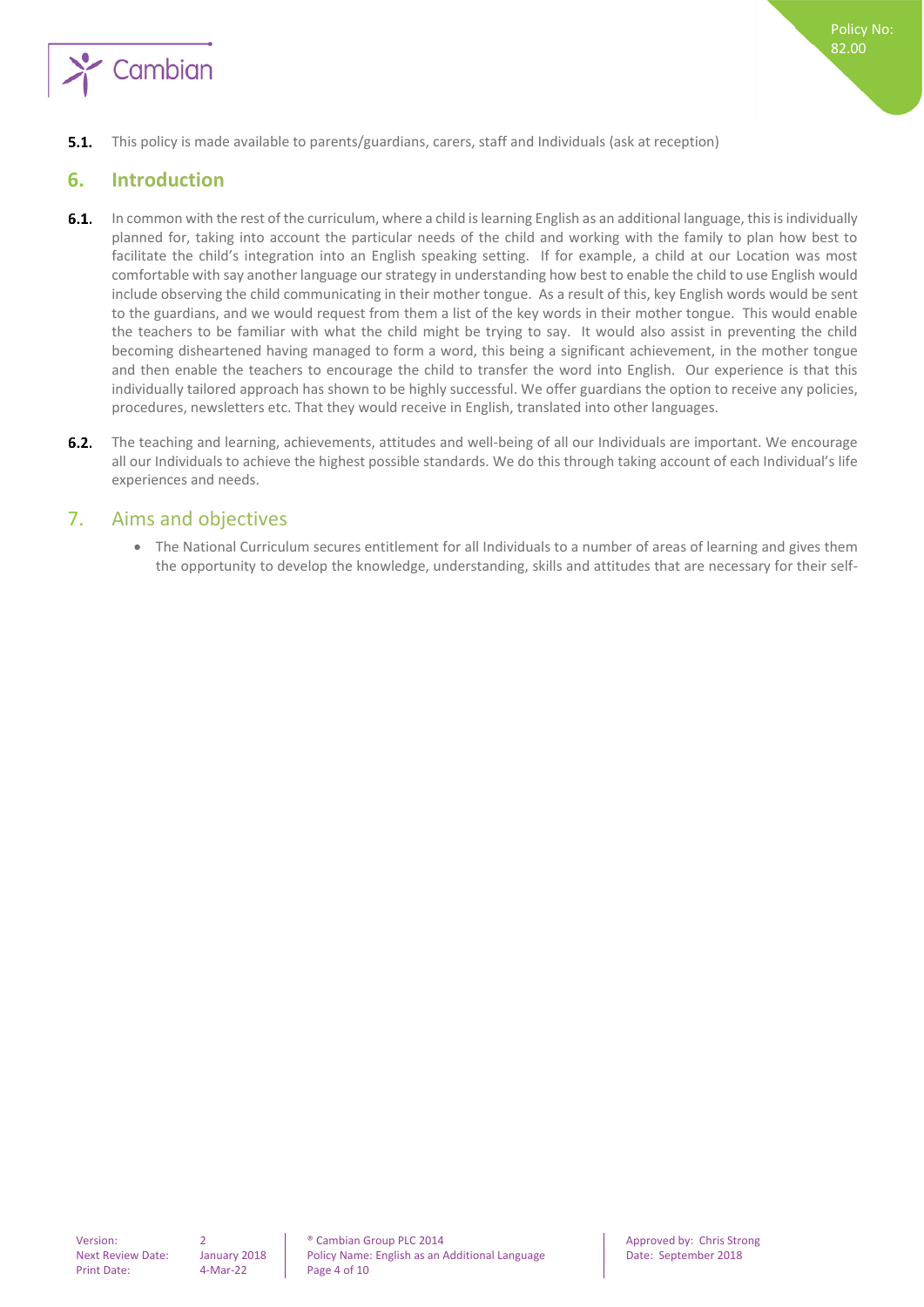**5.1.** This policy is made available to parents/guardians, carers, staff and Individuals (ask at reception)

## 6. Introduction

**6.1.** In common with the rest of the curriculum, where a child is learning English as an additional language, this is individually planned for, taking into account the particular needs of the child and working with the family to plan how best to facilitate the child's integration into an English speaking setting. If for example, a child at our Location was most comfortable with say another language our strategy in understanding how best to enable the child to use English would include observing the child communicating in their mother tongue. As a result of this, key English words would be sent to the guardians, and we would request from them a list of the key words in their mother tongue. This would enable the teachers to be familiar with what the child might be trying to say. It would also assist in preventing the child becoming disheartened having managed to form a word, this being a significant achievement, in the mother tongue and then enable the teachers to encourage the child to transfer the word into English. Our experience is that this individually tailored approach has shown to be highly successful. We offer guardians the option to receive any policies, procedures, newsletters etc. That they would receive in English, translated into other languages.

**6.2.** The teaching and learning, achievements, attitudes and well-being of all our Individuals are important. We encourage all our Individuals to achieve the highest possible standards. We do this through taking account of each Individual's life experiences and needs.

## 7. Aims and objectives

- The National Curriculum secures entitlement for all Individuals to a number of areas of learning and gives them the opportunity to develop the knowledge, understanding, skills and attitudes that are necessary for their self-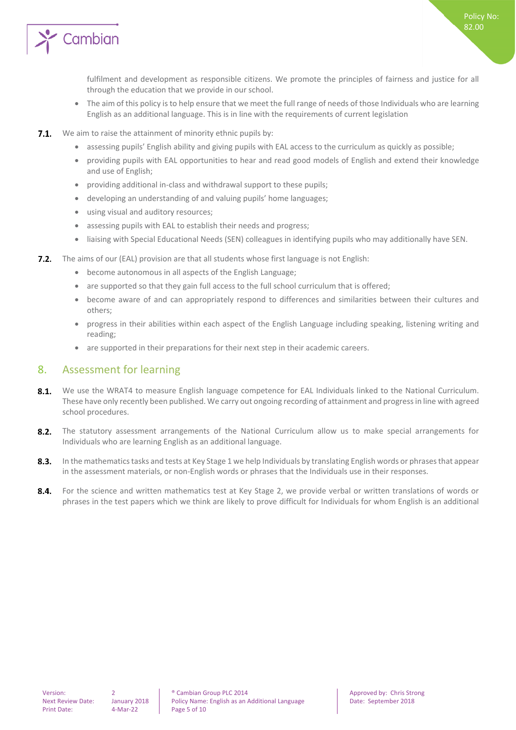fulfilment and development as responsible citizens. We promote the principles of fairness and justice for all through the education that we provide in our school.

- The aim of this policy is to help ensure that we meet the full range of needs of those Individuals who are learning English as an additional language. This is in line with the requirements of current legislation

**7.1.** We aim to raise the attainment of minority ethnic pupils by:

- assessing pupils' English ability and giving pupils with EAL access to the curriculum as quickly as possible;
- providing pupils with EAL opportunities to hear and read good models of English and extend their knowledge and use of English;
- providing additional in-class and withdrawal support to these pupils;
- developing an understanding of and valuing pupils' home languages;
- using visual and auditory resources;
- assessing pupils with EAL to establish their needs and progress;
- liaising with Special Educational Needs (SEN) colleagues in identifying pupils who may additionally have SEN.

**7.2.** The aims of our (EAL) provision are that all students whose first language is not English:

- become autonomous in all aspects of the English Language;
- are supported so that they gain full access to the full school curriculum that is offered;
- become aware of and can appropriately respond to differences and similarities between their cultures and others;
- progress in their abilities within each aspect of the English Language including speaking, listening writing and reading;
- are supported in their preparations for their next step in their academic careers.

## 8. Assessment for learning

**8.1.** We use the WRAT4 to measure English language competence for EAL Individuals linked to the National Curriculum. These have only recently been published. We carry out ongoing recording of attainment and progress in line with agreed school procedures.

**8.2.** The statutory assessment arrangements of the National Curriculum allow us to make special arrangements for Individuals who are learning English as an additional language.

**8.3.** In the mathematics tasks and tests at Key Stage 1 we help Individuals by translating English words or phrases that appear in the assessment materials, or non-English words or phrases that the Individuals use in their responses.

**8.4.** For the science and written mathematics test at Key Stage 2, we provide verbal or written translations of words or phrases in the test papers which we think are likely to prove difficult for Individuals for whom English is an additional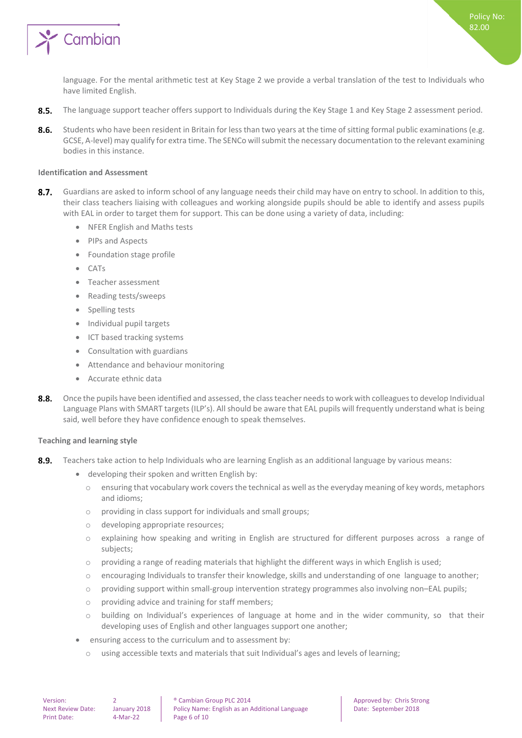language. For the mental arithmetic test at Key Stage 2 we provide a verbal translation of the test to Individuals who have limited English.

**8.5.** The language support teacher offers support to Individuals during the Key Stage 1 and Key Stage 2 assessment period.

**8.6.** Students who have been resident in Britain for less than two years at the time of sitting formal public examinations (e.g. GCSE, A-level) may qualify for extra time. The SENCo will submit the necessary documentation to the relevant examining bodies in this instance.

**Identification and Assessment**

**8.7.** Guardians are asked to inform school of any language needs their child may have on entry to school. In addition to this, their class teachers liaising with colleagues and working alongside pupils should be able to identify and assess pupils with EAL in order to target them for support. This can be done using a variety of data, including:

- NFER English and Maths tests
- PIPs and Aspects
- Foundation stage profile
- CATs
- Teacher assessment
- Reading tests/sweeps
- Spelling tests
- Individual pupil targets
- ICT based tracking systems
- Consultation with guardians
- Attendance and behaviour monitoring
- Accurate ethnic data

**8.8.** Once the pupils have been identified and assessed, the class teacher needs to work with colleagues to develop Individual Language Plans with SMART targets (ILP's). All should be aware that EAL pupils will frequently understand what is being said, well before they have confidence enough to speak themselves.

**Teaching and learning style**

**8.9.** Teachers take action to help Individuals who are learning English as an additional language by various means:

- developing their spoken and written English by:
  - ensuring that vocabulary work covers the technical as well as the everyday meaning of key words, metaphors and idioms;
  - providing in class support for individuals and small groups;
  - developing appropriate resources;
  - explaining how speaking and writing in English are structured for different purposes across a range of subjects;
  - providing a range of reading materials that highlight the different ways in which English is used;
  - encouraging Individuals to transfer their knowledge, skills and understanding of one language to another;
  - providing support within small-group intervention strategy programmes also involving non–EAL pupils;
  - providing advice and training for staff members;
  - building on Individual's experiences of language at home and in the wider community, so that their developing uses of English and other languages support one another;
- ensuring access to the curriculum and to assessment by:
  - using accessible texts and materials that suit Individual's ages and levels of learning;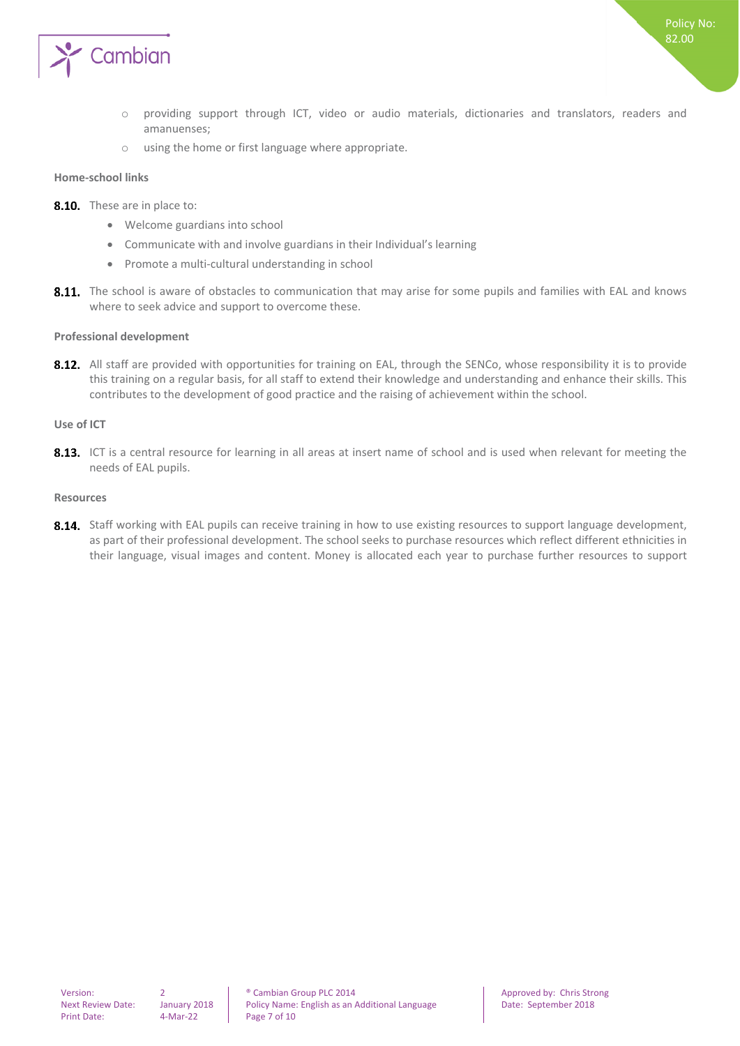- providing support through ICT, video or audio materials, dictionaries and translators, readers and amanuenses;
- using the home or first language where appropriate.

**Home-school links**

**8.10.** These are in place to:

- Welcome guardians into school
- Communicate with and involve guardians in their Individual's learning
- Promote a multi-cultural understanding in school

**8.11.** The school is aware of obstacles to communication that may arise for some pupils and families with EAL and knows where to seek advice and support to overcome these.

**Professional development**

**8.12.** All staff are provided with opportunities for training on EAL, through the SENCo, whose responsibility it is to provide this training on a regular basis, for all staff to extend their knowledge and understanding and enhance their skills. This contributes to the development of good practice and the raising of achievement within the school.

**Use of ICT**

**8.13.** ICT is a central resource for learning in all areas at insert name of school and is used when relevant for meeting the needs of EAL pupils.

**Resources**

**8.14.** Staff working with EAL pupils can receive training in how to use existing resources to support language development, as part of their professional development. The school seeks to purchase resources which reflect different ethnicities in their language, visual images and content. Money is allocated each year to purchase further resources to support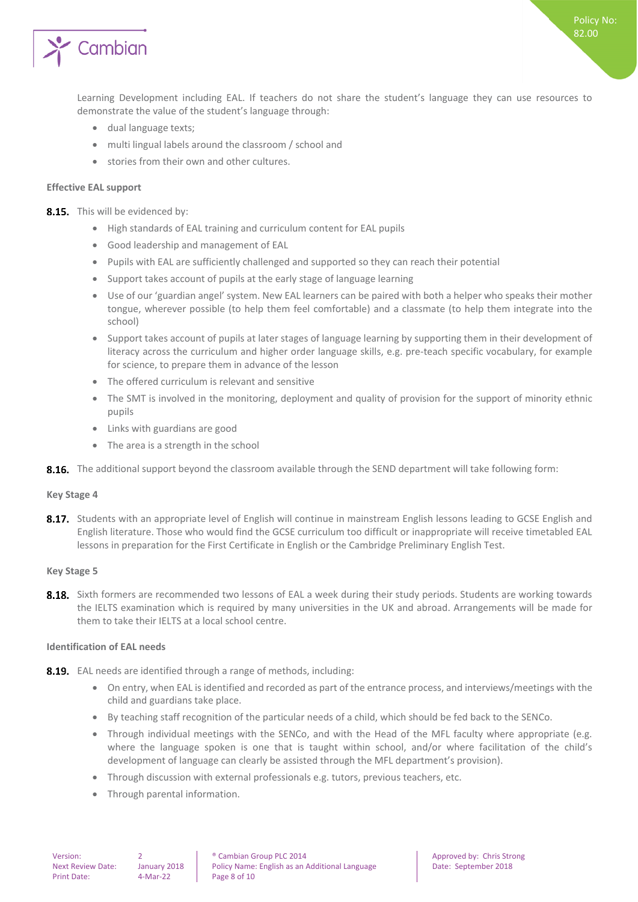Learning Development including EAL. If teachers do not share the student's language they can use resources to demonstrate the value of the student's language through:

- dual language texts;
- multi lingual labels around the classroom / school and
- stories from their own and other cultures.

**Effective EAL support**

**8.15.** This will be evidenced by:

- High standards of EAL training and curriculum content for EAL pupils
- Good leadership and management of EAL
- Pupils with EAL are sufficiently challenged and supported so they can reach their potential
- Support takes account of pupils at the early stage of language learning
- Use of our 'guardian angel' system. New EAL learners can be paired with both a helper who speaks their mother tongue, wherever possible (to help them feel comfortable) and a classmate (to help them integrate into the school)
- Support takes account of pupils at later stages of language learning by supporting them in their development of literacy across the curriculum and higher order language skills, e.g. pre-teach specific vocabulary, for example for science, to prepare them in advance of the lesson
- The offered curriculum is relevant and sensitive
- The SMT is involved in the monitoring, deployment and quality of provision for the support of minority ethnic pupils
- Links with guardians are good
- The area is a strength in the school

**8.16.** The additional support beyond the classroom available through the SEND department will take following form:

**Key Stage 4**

**8.17.** Students with an appropriate level of English will continue in mainstream English lessons leading to GCSE English and English literature. Those who would find the GCSE curriculum too difficult or inappropriate will receive timetabled EAL lessons in preparation for the First Certificate in English or the Cambridge Preliminary English Test.

**Key Stage 5**

**8.18.** Sixth formers are recommended two lessons of EAL a week during their study periods. Students are working towards the IELTS examination which is required by many universities in the UK and abroad. Arrangements will be made for them to take their IELTS at a local school centre.

**Identification of EAL needs**

**8.19.** EAL needs are identified through a range of methods, including:

- On entry, when EAL is identified and recorded as part of the entrance process, and interviews/meetings with the child and guardians take place.
- By teaching staff recognition of the particular needs of a child, which should be fed back to the SENCo.
- Through individual meetings with the SENCo, and with the Head of the MFL faculty where appropriate (e.g. where the language spoken is one that is taught within school, and/or where facilitation of the child's development of language can clearly be assisted through the MFL department's provision).
- Through discussion with external professionals e.g. tutors, previous teachers, etc.
- Through parental information.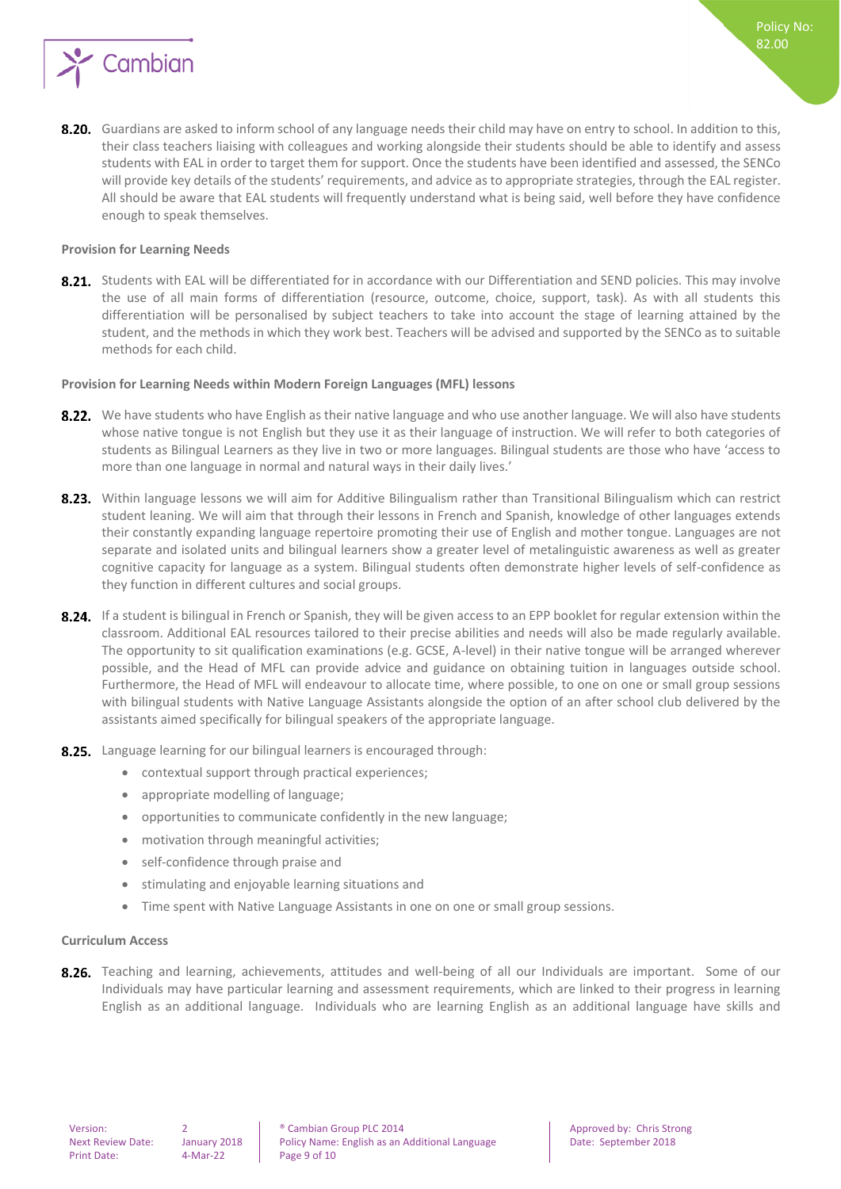**8.20.** Guardians are asked to inform school of any language needs their child may have on entry to school. In addition to this, their class teachers liaising with colleagues and working alongside their students should be able to identify and assess students with EAL in order to target them for support. Once the students have been identified and assessed, the SENCo will provide key details of the students' requirements, and advice as to appropriate strategies, through the EAL register. All should be aware that EAL students will frequently understand what is being said, well before they have confidence enough to speak themselves.

**Provision for Learning Needs**

**8.21.** Students with EAL will be differentiated for in accordance with our Differentiation and SEND policies. This may involve the use of all main forms of differentiation (resource, outcome, choice, support, task). As with all students this differentiation will be personalised by subject teachers to take into account the stage of learning attained by the student, and the methods in which they work best. Teachers will be advised and supported by the SENCo as to suitable methods for each child.

**Provision for Learning Needs within Modern Foreign Languages (MFL) lessons**

**8.22.** We have students who have English as their native language and who use another language. We will also have students whose native tongue is not English but they use it as their language of instruction. We will refer to both categories of students as Bilingual Learners as they live in two or more languages. Bilingual students are those who have 'access to more than one language in normal and natural ways in their daily lives.'

**8.23.** Within language lessons we will aim for Additive Bilingualism rather than Transitional Bilingualism which can restrict student leaning. We will aim that through their lessons in French and Spanish, knowledge of other languages extends their constantly expanding language repertoire promoting their use of English and mother tongue. Languages are not separate and isolated units and bilingual learners show a greater level of metalinguistic awareness as well as greater cognitive capacity for language as a system. Bilingual students often demonstrate higher levels of self-confidence as they function in different cultures and social groups.

**8.24.** If a student is bilingual in French or Spanish, they will be given access to an EPP booklet for regular extension within the classroom. Additional EAL resources tailored to their precise abilities and needs will also be made regularly available. The opportunity to sit qualification examinations (e.g. GCSE, A-level) in their native tongue will be arranged wherever possible, and the Head of MFL can provide advice and guidance on obtaining tuition in languages outside school. Furthermore, the Head of MFL will endeavour to allocate time, where possible, to one on one or small group sessions with bilingual students with Native Language Assistants alongside the option of an after school club delivered by the assistants aimed specifically for bilingual speakers of the appropriate language.

**8.25.** Language learning for our bilingual learners is encouraged through:

- contextual support through practical experiences;
- appropriate modelling of language;
- opportunities to communicate confidently in the new language;
- motivation through meaningful activities;
- self-confidence through praise and
- stimulating and enjoyable learning situations and
- Time spent with Native Language Assistants in one on one or small group sessions.

**Curriculum Access**

**8.26.** Teaching and learning, achievements, attitudes and well-being of all our Individuals are important. Some of our Individuals may have particular learning and assessment requirements, which are linked to their progress in learning English as an additional language. Individuals who are learning English as an additional language have skills and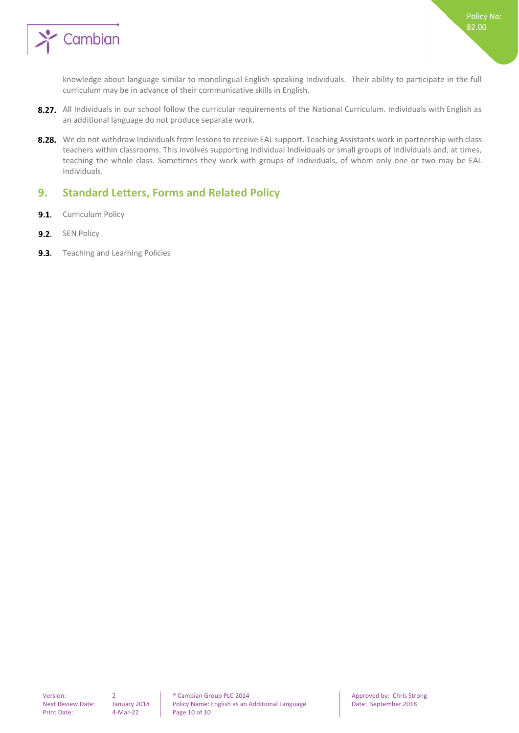knowledge about language similar to monolingual English-speaking Individuals. Their ability to participate in the full curriculum may be in advance of their communicative skills in English.

**8.27.** All Individuals in our school follow the curricular requirements of the National Curriculum. Individuals with English as an additional language do not produce separate work.

**8.28.** We do not withdraw Individuals from lessons to receive EAL support. Teaching Assistants work in partnership with class teachers within classrooms. This involves supporting individual Individuals or small groups of Individuals and, at times, teaching the whole class. Sometimes they work with groups of Individuals, of whom only one or two may be EAL Individuals.

## 9. Standard Letters, Forms and Related Policy

**9.1.** Curriculum Policy

**9.2.** SEN Policy

**9.3.** Teaching and Learning Policies